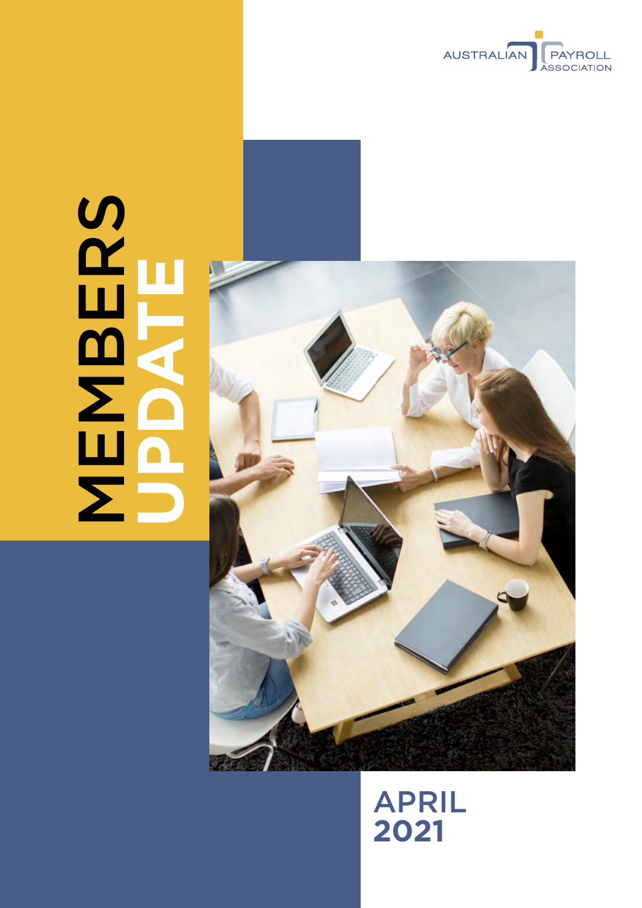AUSTRALIAN PAYROLL ASSOCIATION

# MEMBERS UPDATE

## APRIL 2021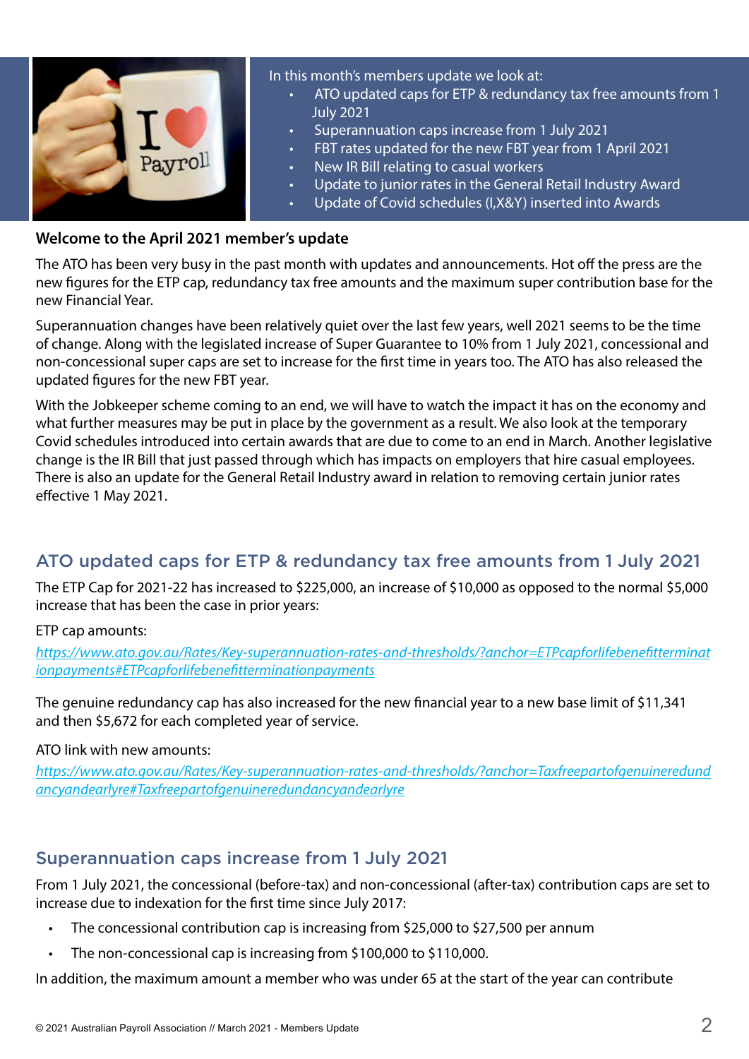In this month's members update we look at:

- ATO updated caps for ETP & redundancy tax free amounts from 1 July 2021
- Superannuation caps increase from 1 July 2021
- FBT rates updated for the new FBT year from 1 April 2021
- New IR Bill relating to casual workers
- Update to junior rates in the General Retail Industry Award
- Update of Covid schedules (I,X&Y) inserted into Awards

**Welcome to the April 2021 member's update**

The ATO has been very busy in the past month with updates and announcements. Hot off the press are the new figures for the ETP cap, redundancy tax free amounts and the maximum super contribution base for the new Financial Year.

Superannuation changes have been relatively quiet over the last few years, well 2021 seems to be the time of change. Along with the legislated increase of Super Guarantee to 10% from 1 July 2021, concessional and non-concessional super caps are set to increase for the first time in years too. The ATO has also released the updated figures for the new FBT year.

With the Jobkeeper scheme coming to an end, we will have to watch the impact it has on the economy and what further measures may be put in place by the government as a result. We also look at the temporary Covid schedules introduced into certain awards that are due to come to an end in March. Another legislative change is the IR Bill that just passed through which has impacts on employers that hire casual employees. There is also an update for the General Retail Industry award in relation to removing certain junior rates effective 1 May 2021.

## ATO updated caps for ETP & redundancy tax free amounts from 1 July 2021

The ETP Cap for 2021-22 has increased to $225,000, an increase of $10,000 as opposed to the normal $5,000 increase that has been the case in prior years:

ETP cap amounts:

*https://www.ato.gov.au/Rates/Key-superannuation-rates-and-thresholds/?anchor=ETPcapforlifebenefitterminationpayments#ETPcapforlifebenefitterminationpayments*

The genuine redundancy cap has also increased for the new financial year to a new base limit of $11,341 and then $5,672 for each completed year of service.

ATO link with new amounts:

*https://www.ato.gov.au/Rates/Key-superannuation-rates-and-thresholds/?anchor=Taxfreepartofgenuineredundancyandearlyre#Taxfreepartofgenuineredundancyandearlyre*

## Superannuation caps increase from 1 July 2021

From 1 July 2021, the concessional (before-tax) and non-concessional (after-tax) contribution caps are set to increase due to indexation for the first time since July 2017:

- The concessional contribution cap is increasing from $25,000 to $27,500 per annum
- The non-concessional cap is increasing from $100,000 to $110,000.

In addition, the maximum amount a member who was under 65 at the start of the year can contribute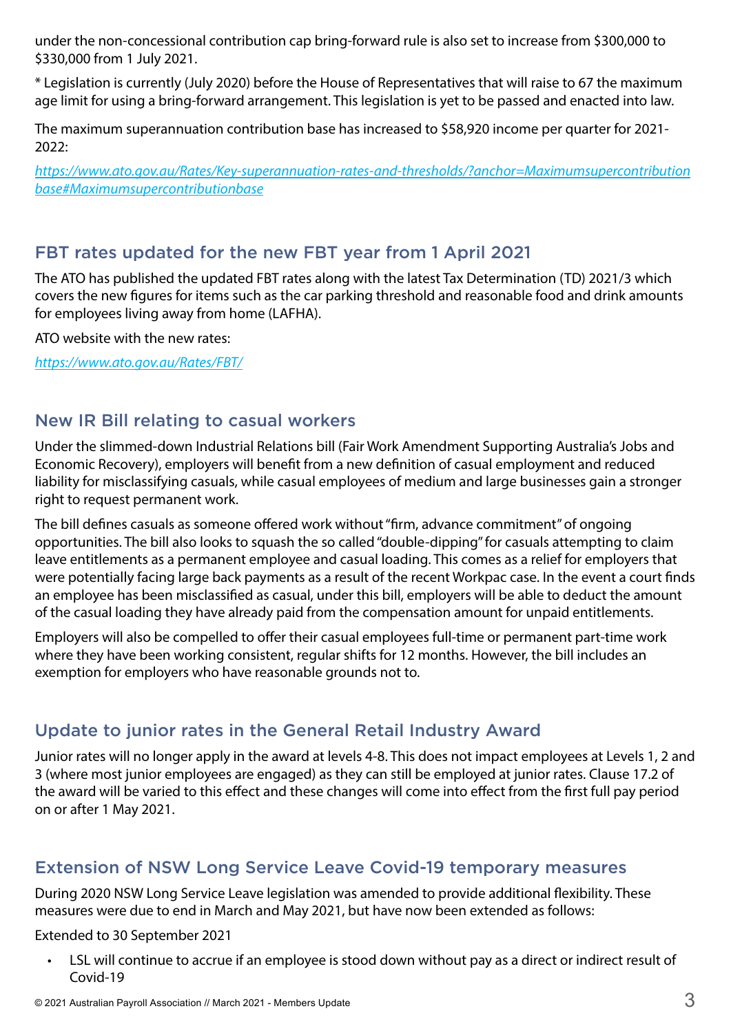under the non-concessional contribution cap bring-forward rule is also set to increase from $300,000 to $330,000 from 1 July 2021.

* Legislation is currently (July 2020) before the House of Representatives that will raise to 67 the maximum age limit for using a bring-forward arrangement. This legislation is yet to be passed and enacted into law.

The maximum superannuation contribution base has increased to $58,920 income per quarter for 2021-2022:

*https://www.ato.gov.au/Rates/Key-superannuation-rates-and-thresholds/?anchor=Maximumsupercontributionbase#Maximumsupercontributionbase*

## FBT rates updated for the new FBT year from 1 April 2021

The ATO has published the updated FBT rates along with the latest Tax Determination (TD) 2021/3 which covers the new figures for items such as the car parking threshold and reasonable food and drink amounts for employees living away from home (LAFHA).

ATO website with the new rates:

*https://www.ato.gov.au/Rates/FBT/*

## New IR Bill relating to casual workers

Under the slimmed-down Industrial Relations bill (Fair Work Amendment Supporting Australia's Jobs and Economic Recovery), employers will benefit from a new definition of casual employment and reduced liability for misclassifying casuals, while casual employees of medium and large businesses gain a stronger right to request permanent work.

The bill defines casuals as someone offered work without "firm, advance commitment" of ongoing opportunities. The bill also looks to squash the so called "double-dipping" for casuals attempting to claim leave entitlements as a permanent employee and casual loading. This comes as a relief for employers that were potentially facing large back payments as a result of the recent Workpac case. In the event a court finds an employee has been misclassified as casual, under this bill, employers will be able to deduct the amount of the casual loading they have already paid from the compensation amount for unpaid entitlements.

Employers will also be compelled to offer their casual employees full-time or permanent part-time work where they have been working consistent, regular shifts for 12 months. However, the bill includes an exemption for employers who have reasonable grounds not to.

## Update to junior rates in the General Retail Industry Award

Junior rates will no longer apply in the award at levels 4-8. This does not impact employees at Levels 1, 2 and 3 (where most junior employees are engaged) as they can still be employed at junior rates. Clause 17.2 of the award will be varied to this effect and these changes will come into effect from the first full pay period on or after 1 May 2021.

## Extension of NSW Long Service Leave Covid-19 temporary measures

During 2020 NSW Long Service Leave legislation was amended to provide additional flexibility. These measures were due to end in March and May 2021, but have now been extended as follows:

Extended to 30 September 2021

- LSL will continue to accrue if an employee is stood down without pay as a direct or indirect result of Covid-19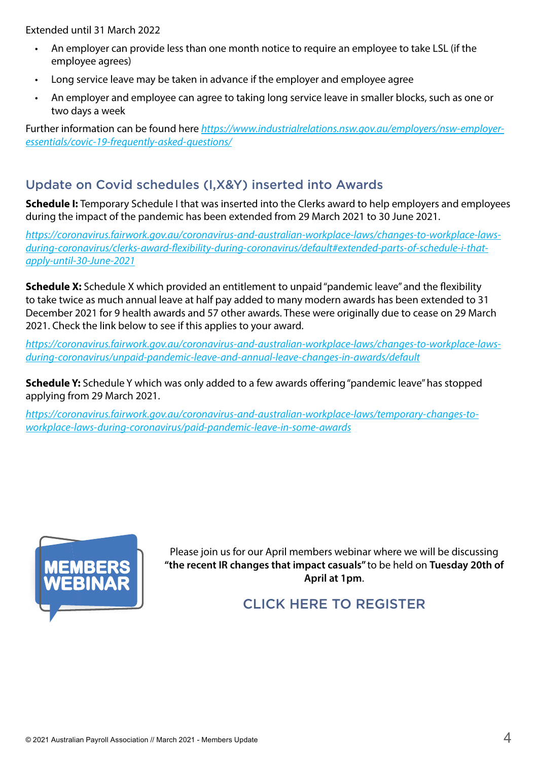Extended until 31 March 2022

- An employer can provide less than one month notice to require an employee to take LSL (if the employee agrees)
- Long service leave may be taken in advance if the employer and employee agree
- An employer and employee can agree to taking long service leave in smaller blocks, such as one or two days a week

Further information can be found here *https://www.industrialrelations.nsw.gov.au/employers/nsw-employer-essentials/covic-19-frequently-asked-questions/*

## Update on Covid schedules (I,X&Y) inserted into Awards

**Schedule I:** Temporary Schedule I that was inserted into the Clerks award to help employers and employees during the impact of the pandemic has been extended from 29 March 2021 to 30 June 2021.

*https://coronavirus.fairwork.gov.au/coronavirus-and-australian-workplace-laws/changes-to-workplace-laws-during-coronavirus/clerks-award-flexibility-during-coronavirus/default#extended-parts-of-schedule-i-that-apply-until-30-June-2021*

**Schedule X:** Schedule X which provided an entitlement to unpaid "pandemic leave" and the flexibility to take twice as much annual leave at half pay added to many modern awards has been extended to 31 December 2021 for 9 health awards and 57 other awards. These were originally due to cease on 29 March 2021. Check the link below to see if this applies to your award.

*https://coronavirus.fairwork.gov.au/coronavirus-and-australian-workplace-laws/changes-to-workplace-laws-during-coronavirus/unpaid-pandemic-leave-and-annual-leave-changes-in-awards/default*

**Schedule Y:** Schedule Y which was only added to a few awards offering "pandemic leave" has stopped applying from 29 March 2021.

*https://coronavirus.fairwork.gov.au/coronavirus-and-australian-workplace-laws/temporary-changes-to-workplace-laws-during-coronavirus/paid-pandemic-leave-in-some-awards*

MEMBERS WEBINAR

Please join us for our April members webinar where we will be discussing **"the recent IR changes that impact casuals"** to be held on **Tuesday 20th of April at 1pm**.

CLICK HERE TO REGISTER

© 2021 Australian Payroll Association // March 2021 - Members Update